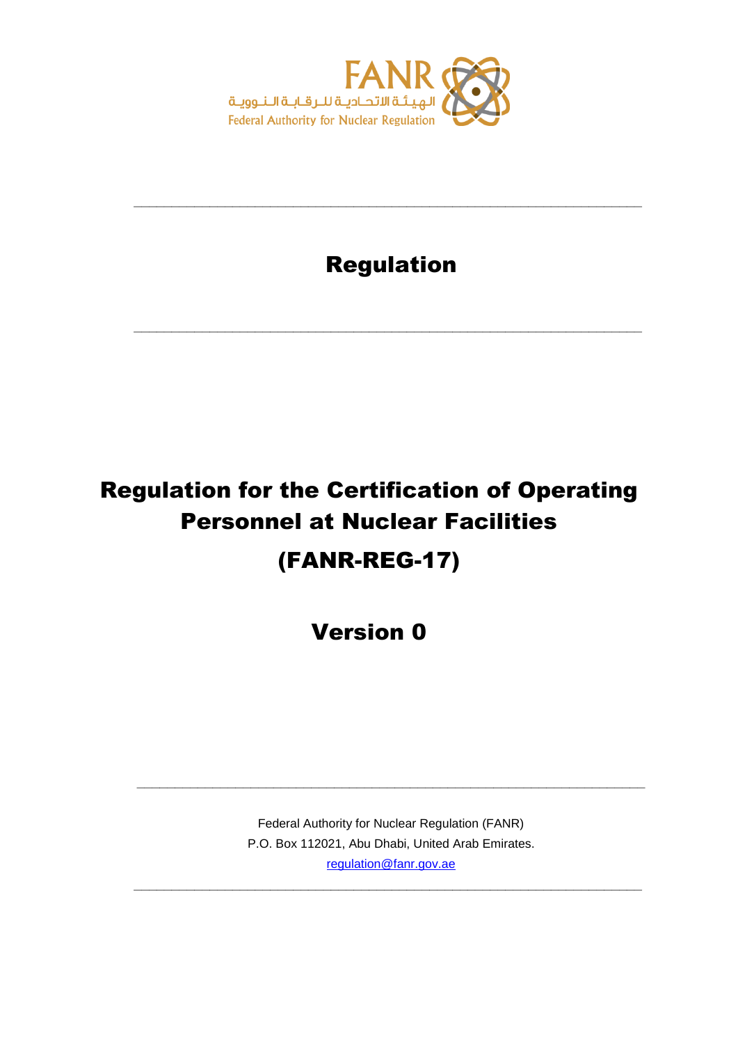FANR

الهيئة الاتحادية للرقابة النووية

Federal Authority for Nuclear Regulation

---

# Regulation

---

# Regulation for the Certification of Operating Personnel at Nuclear Facilities

# (FANR-REG-17)

## Version 0

---

Federal Authority for Nuclear Regulation (FANR)
P.O. Box 112021, Abu Dhabi, United Arab Emirates.
regulation@fanr.gov.ae

---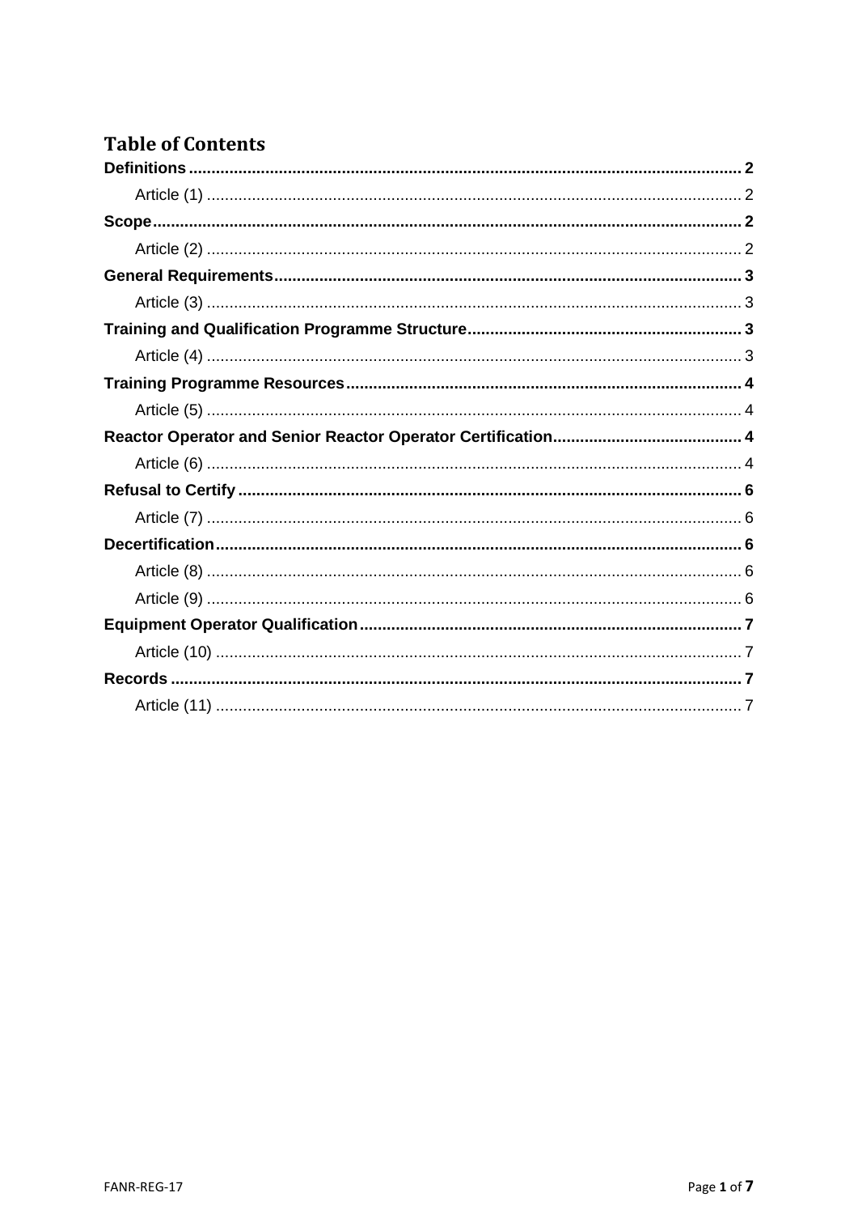# Table of Contents

**Definitions** ........................................................................................................................ **2**

Article (1) ...................................................................................................................... 2

**Scope** ................................................................................................................................. **2**

Article (2) ...................................................................................................................... 2

**General Requirements** ...................................................................................................... **3**

Article (3) ...................................................................................................................... 3

**Training and Qualification Programme Structure** ............................................................ **3**

Article (4) ...................................................................................................................... 3

**Training Programme Resources** ...................................................................................... **4**

Article (5) ...................................................................................................................... 4

**Reactor Operator and Senior Reactor Operator Certification** .......................................... **4**

Article (6) ...................................................................................................................... 4

**Refusal to Certify** .............................................................................................................. **6**

Article (7) ...................................................................................................................... 6

**Decertification** .................................................................................................................. **6**

Article (8) ...................................................................................................................... 6

Article (9) ...................................................................................................................... 6

**Equipment Operator Qualification** ................................................................................... **7**

Article (10) .................................................................................................................... 7

**Records** ............................................................................................................................ **7**

Article (11) .................................................................................................................... 7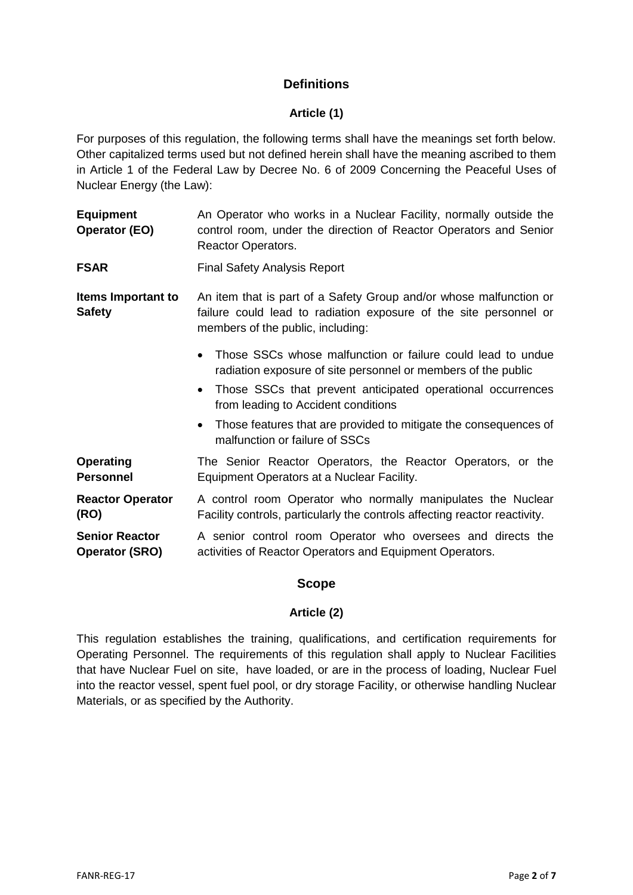## Definitions

### Article (1)

For purposes of this regulation, the following terms shall have the meanings set forth below. Other capitalized terms used but not defined herein shall have the meaning ascribed to them in Article 1 of the Federal Law by Decree No. 6 of 2009 Concerning the Peaceful Uses of Nuclear Energy (the Law):

**Equipment Operator (EO)**: An Operator who works in a Nuclear Facility, normally outside the control room, under the direction of Reactor Operators and Senior Reactor Operators.

**FSAR**: Final Safety Analysis Report

**Items Important to Safety**: An item that is part of a Safety Group and/or whose malfunction or failure could lead to radiation exposure of the site personnel or members of the public, including:

- Those SSCs whose malfunction or failure could lead to undue radiation exposure of site personnel or members of the public
- Those SSCs that prevent anticipated operational occurrences from leading to Accident conditions
- Those features that are provided to mitigate the consequences of malfunction or failure of SSCs

**Operating Personnel**: The Senior Reactor Operators, the Reactor Operators, or the Equipment Operators at a Nuclear Facility.

**Reactor Operator (RO)**: A control room Operator who normally manipulates the Nuclear Facility controls, particularly the controls affecting reactor reactivity.

**Senior Reactor Operator (SRO)**: A senior control room Operator who oversees and directs the activities of Reactor Operators and Equipment Operators.

## Scope

### Article (2)

This regulation establishes the training, qualifications, and certification requirements for Operating Personnel. The requirements of this regulation shall apply to Nuclear Facilities that have Nuclear Fuel on site, have loaded, or are in the process of loading, Nuclear Fuel into the reactor vessel, spent fuel pool, or dry storage Facility, or otherwise handling Nuclear Materials, or as specified by the Authority.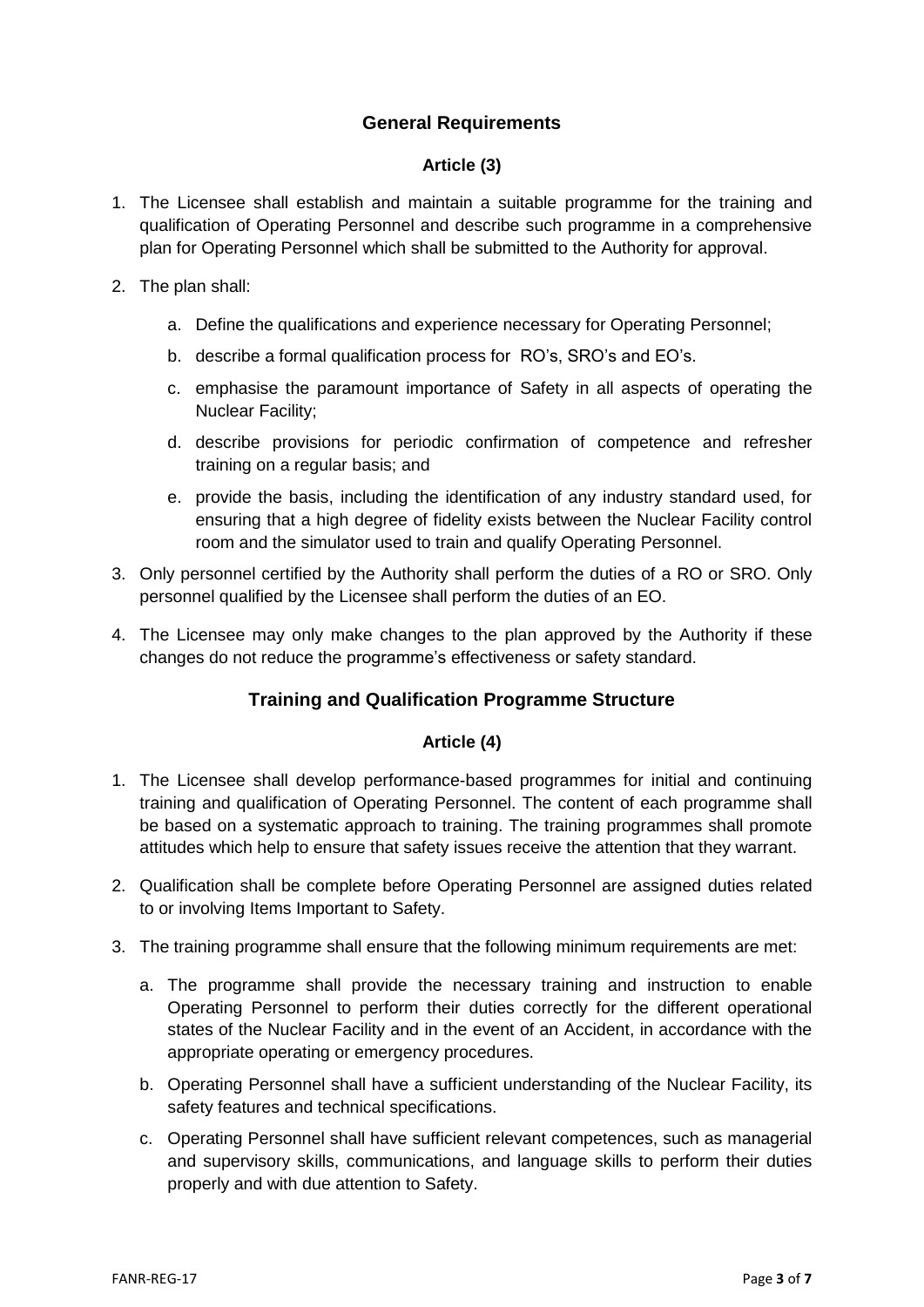## General Requirements

### Article (3)

1. The Licensee shall establish and maintain a suitable programme for the training and qualification of Operating Personnel and describe such programme in a comprehensive plan for Operating Personnel which shall be submitted to the Authority for approval.

2. The plan shall:

   a. Define the qualifications and experience necessary for Operating Personnel;

   b. describe a formal qualification process for RO's, SRO's and EO's.

   c. emphasise the paramount importance of Safety in all aspects of operating the Nuclear Facility;

   d. describe provisions for periodic confirmation of competence and refresher training on a regular basis; and

   e. provide the basis, including the identification of any industry standard used, for ensuring that a high degree of fidelity exists between the Nuclear Facility control room and the simulator used to train and qualify Operating Personnel.

3. Only personnel certified by the Authority shall perform the duties of a RO or SRO. Only personnel qualified by the Licensee shall perform the duties of an EO.

4. The Licensee may only make changes to the plan approved by the Authority if these changes do not reduce the programme's effectiveness or safety standard.

## Training and Qualification Programme Structure

### Article (4)

1. The Licensee shall develop performance-based programmes for initial and continuing training and qualification of Operating Personnel. The content of each programme shall be based on a systematic approach to training. The training programmes shall promote attitudes which help to ensure that safety issues receive the attention that they warrant.

2. Qualification shall be complete before Operating Personnel are assigned duties related to or involving Items Important to Safety.

3. The training programme shall ensure that the following minimum requirements are met:

   a. The programme shall provide the necessary training and instruction to enable Operating Personnel to perform their duties correctly for the different operational states of the Nuclear Facility and in the event of an Accident, in accordance with the appropriate operating or emergency procedures.

   b. Operating Personnel shall have a sufficient understanding of the Nuclear Facility, its safety features and technical specifications.

   c. Operating Personnel shall have sufficient relevant competences, such as managerial and supervisory skills, communications, and language skills to perform their duties properly and with due attention to Safety.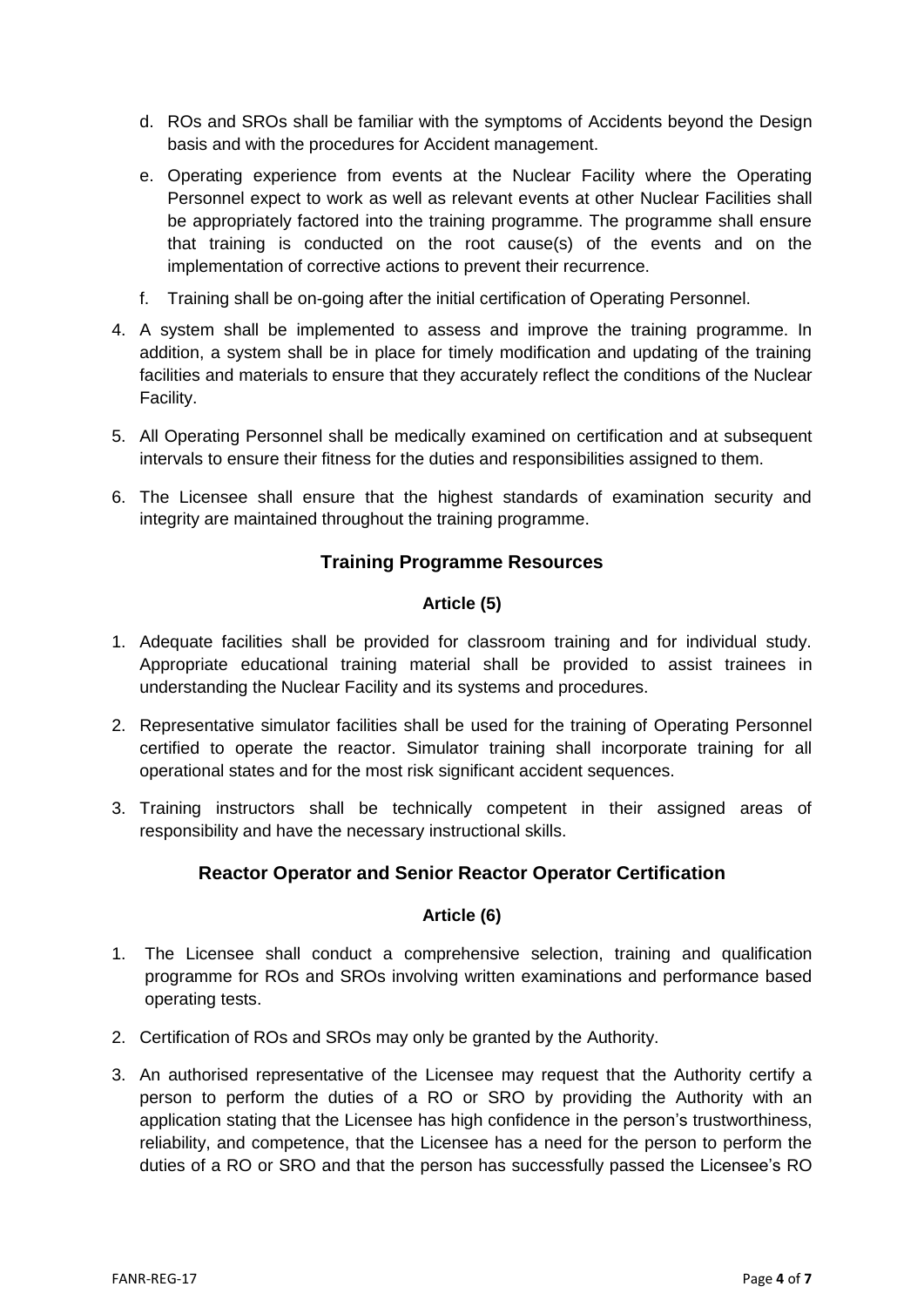d. ROs and SROs shall be familiar with the symptoms of Accidents beyond the Design basis and with the procedures for Accident management.

e. Operating experience from events at the Nuclear Facility where the Operating Personnel expect to work as well as relevant events at other Nuclear Facilities shall be appropriately factored into the training programme. The programme shall ensure that training is conducted on the root cause(s) of the events and on the implementation of corrective actions to prevent their recurrence.

f. Training shall be on-going after the initial certification of Operating Personnel.

4. A system shall be implemented to assess and improve the training programme. In addition, a system shall be in place for timely modification and updating of the training facilities and materials to ensure that they accurately reflect the conditions of the Nuclear Facility.

5. All Operating Personnel shall be medically examined on certification and at subsequent intervals to ensure their fitness for the duties and responsibilities assigned to them.

6. The Licensee shall ensure that the highest standards of examination security and integrity are maintained throughout the training programme.

## Training Programme Resources

### Article (5)

1. Adequate facilities shall be provided for classroom training and for individual study. Appropriate educational training material shall be provided to assist trainees in understanding the Nuclear Facility and its systems and procedures.

2. Representative simulator facilities shall be used for the training of Operating Personnel certified to operate the reactor. Simulator training shall incorporate training for all operational states and for the most risk significant accident sequences.

3. Training instructors shall be technically competent in their assigned areas of responsibility and have the necessary instructional skills.

## Reactor Operator and Senior Reactor Operator Certification

### Article (6)

1. The Licensee shall conduct a comprehensive selection, training and qualification programme for ROs and SROs involving written examinations and performance based operating tests.

2. Certification of ROs and SROs may only be granted by the Authority.

3. An authorised representative of the Licensee may request that the Authority certify a person to perform the duties of a RO or SRO by providing the Authority with an application stating that the Licensee has high confidence in the person's trustworthiness, reliability, and competence, that the Licensee has a need for the person to perform the duties of a RO or SRO and that the person has successfully passed the Licensee's RO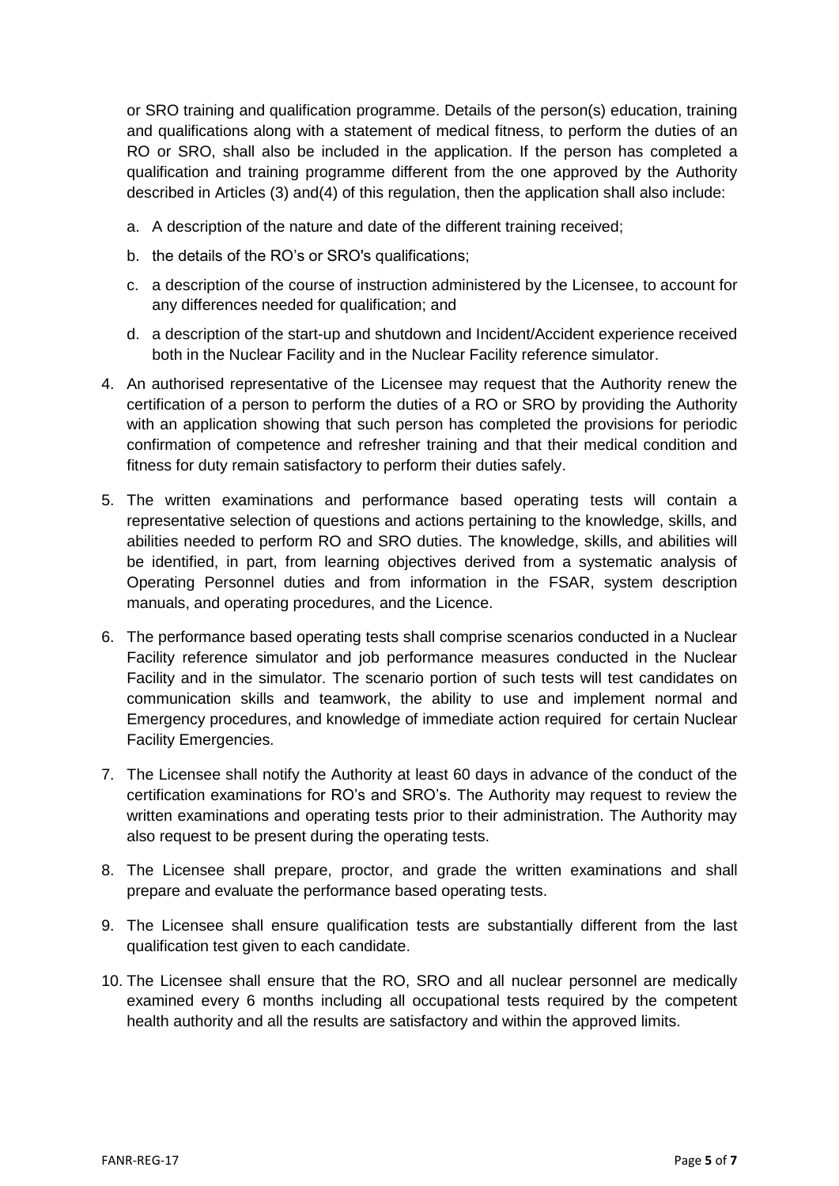or SRO training and qualification programme. Details of the person(s) education, training and qualifications along with a statement of medical fitness, to perform the duties of an RO or SRO, shall also be included in the application. If the person has completed a qualification and training programme different from the one approved by the Authority described in Articles (3) and(4) of this regulation, then the application shall also include:

a. A description of the nature and date of the different training received;

b. the details of the RO's or SRO's qualifications;

c. a description of the course of instruction administered by the Licensee, to account for any differences needed for qualification; and

d. a description of the start-up and shutdown and Incident/Accident experience received both in the Nuclear Facility and in the Nuclear Facility reference simulator.

4. An authorised representative of the Licensee may request that the Authority renew the certification of a person to perform the duties of a RO or SRO by providing the Authority with an application showing that such person has completed the provisions for periodic confirmation of competence and refresher training and that their medical condition and fitness for duty remain satisfactory to perform their duties safely.

5. The written examinations and performance based operating tests will contain a representative selection of questions and actions pertaining to the knowledge, skills, and abilities needed to perform RO and SRO duties. The knowledge, skills, and abilities will be identified, in part, from learning objectives derived from a systematic analysis of Operating Personnel duties and from information in the FSAR, system description manuals, and operating procedures, and the Licence.

6. The performance based operating tests shall comprise scenarios conducted in a Nuclear Facility reference simulator and job performance measures conducted in the Nuclear Facility and in the simulator. The scenario portion of such tests will test candidates on communication skills and teamwork, the ability to use and implement normal and Emergency procedures, and knowledge of immediate action required for certain Nuclear Facility Emergencies.

7. The Licensee shall notify the Authority at least 60 days in advance of the conduct of the certification examinations for RO's and SRO's. The Authority may request to review the written examinations and operating tests prior to their administration. The Authority may also request to be present during the operating tests.

8. The Licensee shall prepare, proctor, and grade the written examinations and shall prepare and evaluate the performance based operating tests.

9. The Licensee shall ensure qualification tests are substantially different from the last qualification test given to each candidate.

10. The Licensee shall ensure that the RO, SRO and all nuclear personnel are medically examined every 6 months including all occupational tests required by the competent health authority and all the results are satisfactory and within the approved limits.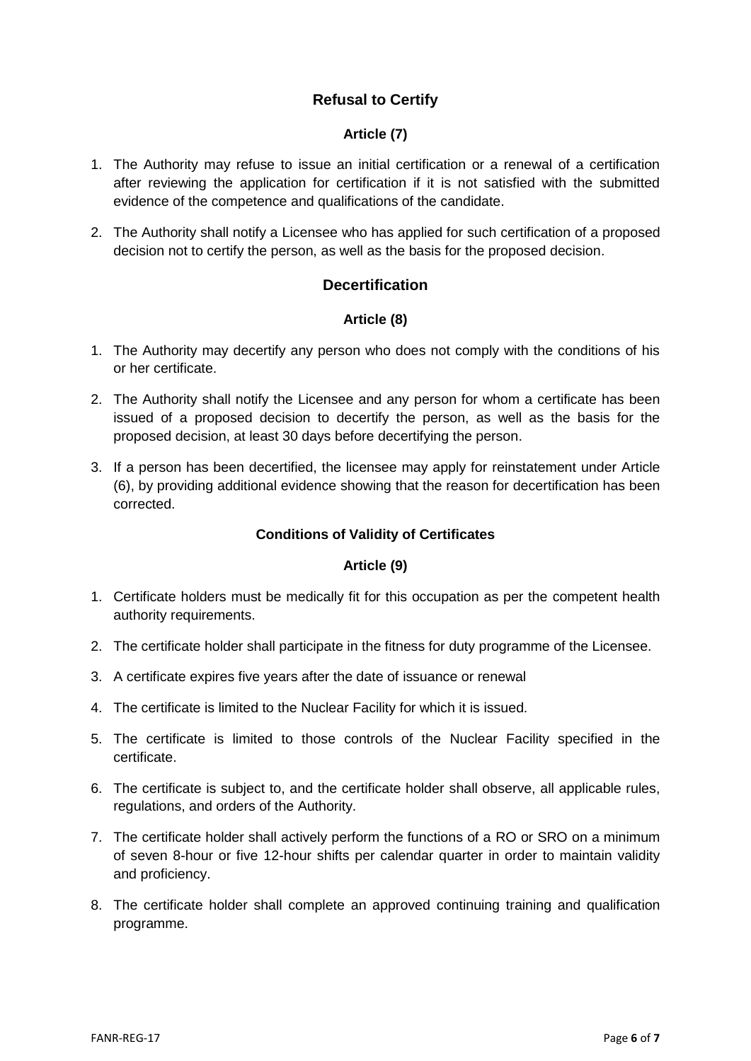## Refusal to Certify

### Article (7)

1. The Authority may refuse to issue an initial certification or a renewal of a certification after reviewing the application for certification if it is not satisfied with the submitted evidence of the competence and qualifications of the candidate.
2. The Authority shall notify a Licensee who has applied for such certification of a proposed decision not to certify the person, as well as the basis for the proposed decision.

## Decertification

### Article (8)

1. The Authority may decertify any person who does not comply with the conditions of his or her certificate.
2. The Authority shall notify the Licensee and any person for whom a certificate has been issued of a proposed decision to decertify the person, as well as the basis for the proposed decision, at least 30 days before decertifying the person.
3. If a person has been decertified, the licensee may apply for reinstatement under Article (6), by providing additional evidence showing that the reason for decertification has been corrected.

### Conditions of Validity of Certificates

### Article (9)

1. Certificate holders must be medically fit for this occupation as per the competent health authority requirements.
2. The certificate holder shall participate in the fitness for duty programme of the Licensee.
3. A certificate expires five years after the date of issuance or renewal
4. The certificate is limited to the Nuclear Facility for which it is issued.
5. The certificate is limited to those controls of the Nuclear Facility specified in the certificate.
6. The certificate is subject to, and the certificate holder shall observe, all applicable rules, regulations, and orders of the Authority.
7. The certificate holder shall actively perform the functions of a RO or SRO on a minimum of seven 8-hour or five 12-hour shifts per calendar quarter in order to maintain validity and proficiency.
8. The certificate holder shall complete an approved continuing training and qualification programme.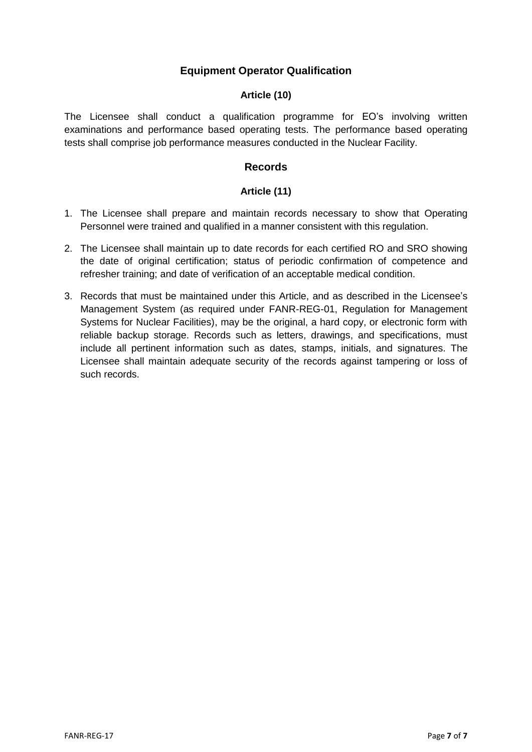## Equipment Operator Qualification

### Article (10)

The Licensee shall conduct a qualification programme for EO's involving written examinations and performance based operating tests. The performance based operating tests shall comprise job performance measures conducted in the Nuclear Facility.

## Records

### Article (11)

1. The Licensee shall prepare and maintain records necessary to show that Operating Personnel were trained and qualified in a manner consistent with this regulation.

2. The Licensee shall maintain up to date records for each certified RO and SRO showing the date of original certification; status of periodic confirmation of competence and refresher training; and date of verification of an acceptable medical condition.

3. Records that must be maintained under this Article, and as described in the Licensee's Management System (as required under FANR-REG-01, Regulation for Management Systems for Nuclear Facilities), may be the original, a hard copy, or electronic form with reliable backup storage. Records such as letters, drawings, and specifications, must include all pertinent information such as dates, stamps, initials, and signatures. The Licensee shall maintain adequate security of the records against tampering or loss of such records.